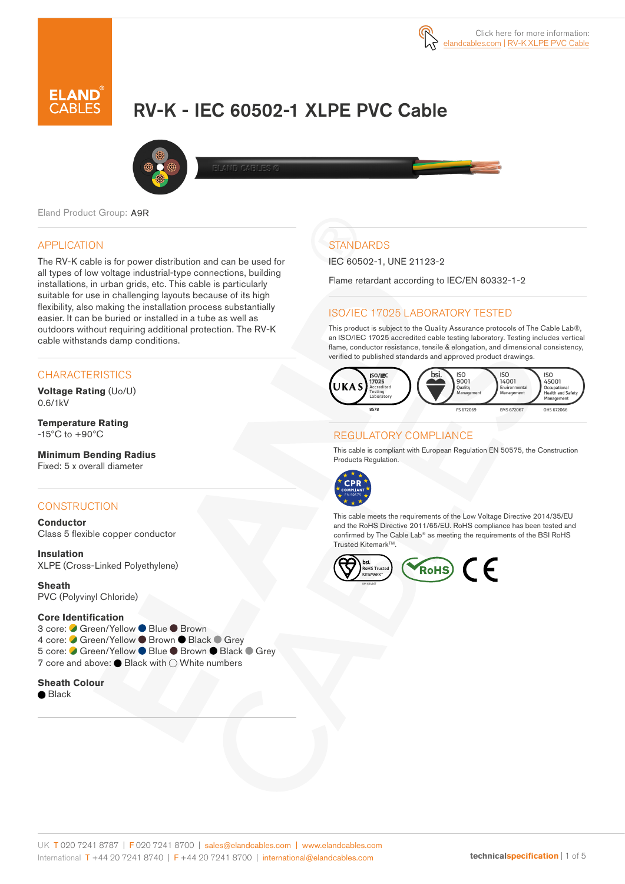Click here for more information: elandcables.com | RV-K XLPE PVC Cable

# RV-K - IEC 60502-1 XLPE PVC Cable

Eland Product Group: A9R

## APPLICATION

The RV-K cable is for power distribution and can be used for all types of low voltage industrial-type connections, building installations, in urban grids, etc. This cable is particularly suitable for use in challenging layouts because of its high flexibility, also making the installation process substantially easier. It can be buried or installed in a tube as well as outdoors without requiring additional protection. The RV-K cable withstands damp conditions.

## CHARACTERISTICS

**Voltage Rating** (Uo/U)
0.6/1kV

**Temperature Rating**
-15°C to +90°C

**Minimum Bending Radius**
Fixed: 5 x overall diameter

## CONSTRUCTION

**Conductor**
Class 5 flexible copper conductor

**Insulation**
XLPE (Cross-Linked Polyethylene)

**Sheath**
PVC (Polyvinyl Chloride)

**Core Identification**
3 core: Green/Yellow, Blue, Brown
4 core: Green/Yellow, Brown, Black, Grey
5 core: Green/Yellow, Blue, Brown, Black, Grey
7 core and above: Black with White numbers

**Sheath Colour**
Black

## STANDARDS

IEC 60502-1, UNE 21123-2

Flame retardant according to IEC/EN 60332-1-2

## ISO/IEC 17025 LABORATORY TESTED

This product is subject to the Quality Assurance protocols of The Cable Lab®, an ISO/IEC 17025 accredited cable testing laboratory. Testing includes vertical flame, conductor resistance, tensile & elongation, and dimensional consistency, verified to published standards and approved product drawings.

## REGULATORY COMPLIANCE

This cable is compliant with European Regulation EN 50575, the Construction Products Regulation.

This cable meets the requirements of the Low Voltage Directive 2014/35/EU and the RoHS Directive 2011/65/EU. RoHS compliance has been tested and confirmed by The Cable Lab® as meeting the requirements of the BSI RoHS Trusted Kitemark™.

UK T 020 7241 8787 | F 020 7241 8700 | sales@elandcables.com | www.elandcables.com
International T +44 20 7241 8740 | F +44 20 7241 8700 | international@elandcables.com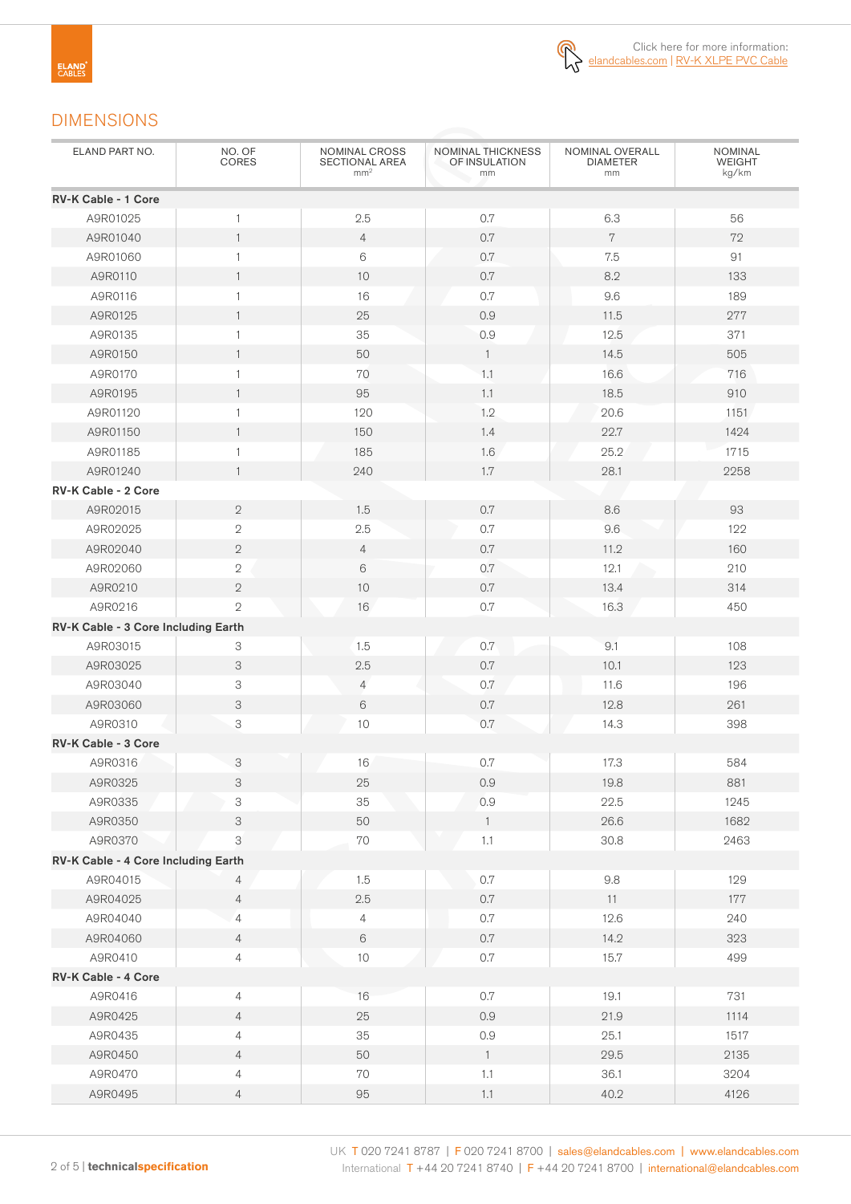Click here for more information: elandcables.com | RV-K XLPE PVC Cable

## DIMENSIONS

| ELAND PART NO. | NO. OF CORES | NOMINAL CROSS SECTIONAL AREA $mm^2$ | NOMINAL THICKNESS OF INSULATION mm | NOMINAL OVERALL DIAMETER mm | NOMINAL WEIGHT kg/km |
|---|---|---|---|---|---|
| **RV-K Cable - 1 Core** | | | | | |
| A9R01025 | 1 | 2.5 | 0.7 | 6.3 | 56 |
| A9R01040 | 1 | 4 | 0.7 | 7 | 72 |
| A9R01060 | 1 | 6 | 0.7 | 7.5 | 91 |
| A9R0110 | 1 | 10 | 0.7 | 8.2 | 133 |
| A9R0116 | 1 | 16 | 0.7 | 9.6 | 189 |
| A9R0125 | 1 | 25 | 0.9 | 11.5 | 277 |
| A9R0135 | 1 | 35 | 0.9 | 12.5 | 371 |
| A9R0150 | 1 | 50 | 1 | 14.5 | 505 |
| A9R0170 | 1 | 70 | 1.1 | 16.6 | 716 |
| A9R0195 | 1 | 95 | 1.1 | 18.5 | 910 |
| A9R01120 | 1 | 120 | 1.2 | 20.6 | 1151 |
| A9R01150 | 1 | 150 | 1.4 | 22.7 | 1424 |
| A9R01185 | 1 | 185 | 1.6 | 25.2 | 1715 |
| A9R01240 | 1 | 240 | 1.7 | 28.1 | 2258 |
| **RV-K Cable - 2 Core** | | | | | |
| A9R02015 | 2 | 1.5 | 0.7 | 8.6 | 93 |
| A9R02025 | 2 | 2.5 | 0.7 | 9.6 | 122 |
| A9R02040 | 2 | 4 | 0.7 | 11.2 | 160 |
| A9R02060 | 2 | 6 | 0.7 | 12.1 | 210 |
| A9R0210 | 2 | 10 | 0.7 | 13.4 | 314 |
| A9R0216 | 2 | 16 | 0.7 | 16.3 | 450 |
| **RV-K Cable - 3 Core Including Earth** | | | | | |
| A9R03015 | 3 | 1.5 | 0.7 | 9.1 | 108 |
| A9R03025 | 3 | 2.5 | 0.7 | 10.1 | 123 |
| A9R03040 | 3 | 4 | 0.7 | 11.6 | 196 |
| A9R03060 | 3 | 6 | 0.7 | 12.8 | 261 |
| A9R0310 | 3 | 10 | 0.7 | 14.3 | 398 |
| **RV-K Cable - 3 Core** | | | | | |
| A9R0316 | 3 | 16 | 0.7 | 17.3 | 584 |
| A9R0325 | 3 | 25 | 0.9 | 19.8 | 881 |
| A9R0335 | 3 | 35 | 0.9 | 22.5 | 1245 |
| A9R0350 | 3 | 50 | 1 | 26.6 | 1682 |
| A9R0370 | 3 | 70 | 1.1 | 30.8 | 2463 |
| **RV-K Cable - 4 Core Including Earth** | | | | | |
| A9R04015 | 4 | 1.5 | 0.7 | 9.8 | 129 |
| A9R04025 | 4 | 2.5 | 0.7 | 11 | 177 |
| A9R04040 | 4 | 4 | 0.7 | 12.6 | 240 |
| A9R04060 | 4 | 6 | 0.7 | 14.2 | 323 |
| A9R0410 | 4 | 10 | 0.7 | 15.7 | 499 |
| **RV-K Cable - 4 Core** | | | | | |
| A9R0416 | 4 | 16 | 0.7 | 19.1 | 731 |
| A9R0425 | 4 | 25 | 0.9 | 21.9 | 1114 |
| A9R0435 | 4 | 35 | 0.9 | 25.1 | 1517 |
| A9R0450 | 4 | 50 | 1 | 29.5 | 2135 |
| A9R0470 | 4 | 70 | 1.1 | 36.1 | 3204 |
| A9R0495 | 4 | 95 | 1.1 | 40.2 | 4126 |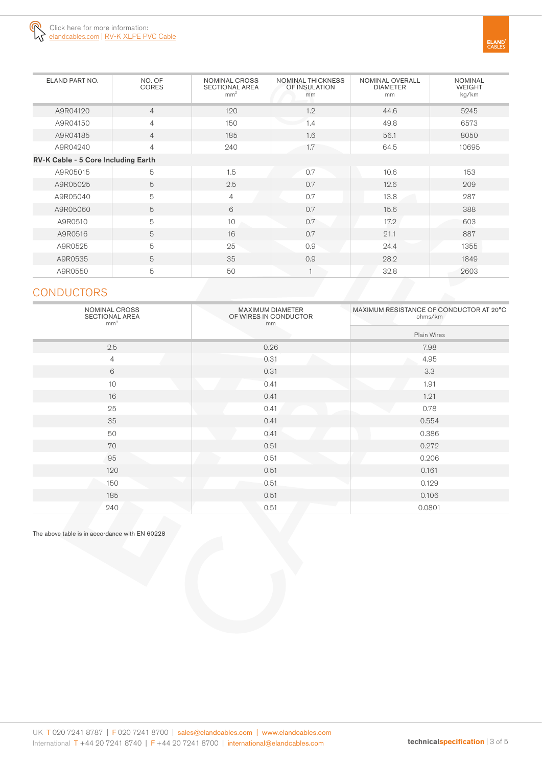Click here for more information: elandcables.com | RV-K XLPE PVC Cable

| ELAND PART NO. | NO. OF CORES | NOMINAL CROSS SECTIONAL AREA $mm^2$ | NOMINAL THICKNESS OF INSULATION mm | NOMINAL OVERALL DIAMETER mm | NOMINAL WEIGHT kg/km |
|---|---|---|---|---|---|
| A9R04120 | 4 | 120 | 1.2 | 44.6 | 5245 |
| A9R04150 | 4 | 150 | 1.4 | 49.8 | 6573 |
| A9R04185 | 4 | 185 | 1.6 | 56.1 | 8050 |
| A9R04240 | 4 | 240 | 1.7 | 64.5 | 10695 |
| **RV-K Cable - 5 Core Including Earth** | | | | | |
| A9R05015 | 5 | 1.5 | 0.7 | 10.6 | 153 |
| A9R05025 | 5 | 2.5 | 0.7 | 12.6 | 209 |
| A9R05040 | 5 | 4 | 0.7 | 13.8 | 287 |
| A9R05060 | 5 | 6 | 0.7 | 15.6 | 388 |
| A9R0510 | 5 | 10 | 0.7 | 17.2 | 603 |
| A9R0516 | 5 | 16 | 0.7 | 21.1 | 887 |
| A9R0525 | 5 | 25 | 0.9 | 24.4 | 1355 |
| A9R0535 | 5 | 35 | 0.9 | 28.2 | 1849 |
| A9R0550 | 5 | 50 | 1 | 32.8 | 2603 |

## CONDUCTORS

| NOMINAL CROSS SECTIONAL AREA $mm^2$ | MAXIMUM DIAMETER OF WIRES IN CONDUCTOR mm | MAXIMUM RESISTANCE OF CONDUCTOR AT 20°C ohms/km |
|---|---|---|
| | | Plain Wires |
| 2.5 | 0.26 | 7.98 |
| 4 | 0.31 | 4.95 |
| 6 | 0.31 | 3.3 |
| 10 | 0.41 | 1.91 |
| 16 | 0.41 | 1.21 |
| 25 | 0.41 | 0.78 |
| 35 | 0.41 | 0.554 |
| 50 | 0.41 | 0.386 |
| 70 | 0.51 | 0.272 |
| 95 | 0.51 | 0.206 |
| 120 | 0.51 | 0.161 |
| 150 | 0.51 | 0.129 |
| 185 | 0.51 | 0.106 |
| 240 | 0.51 | 0.0801 |

The above table is in accordance with EN 60228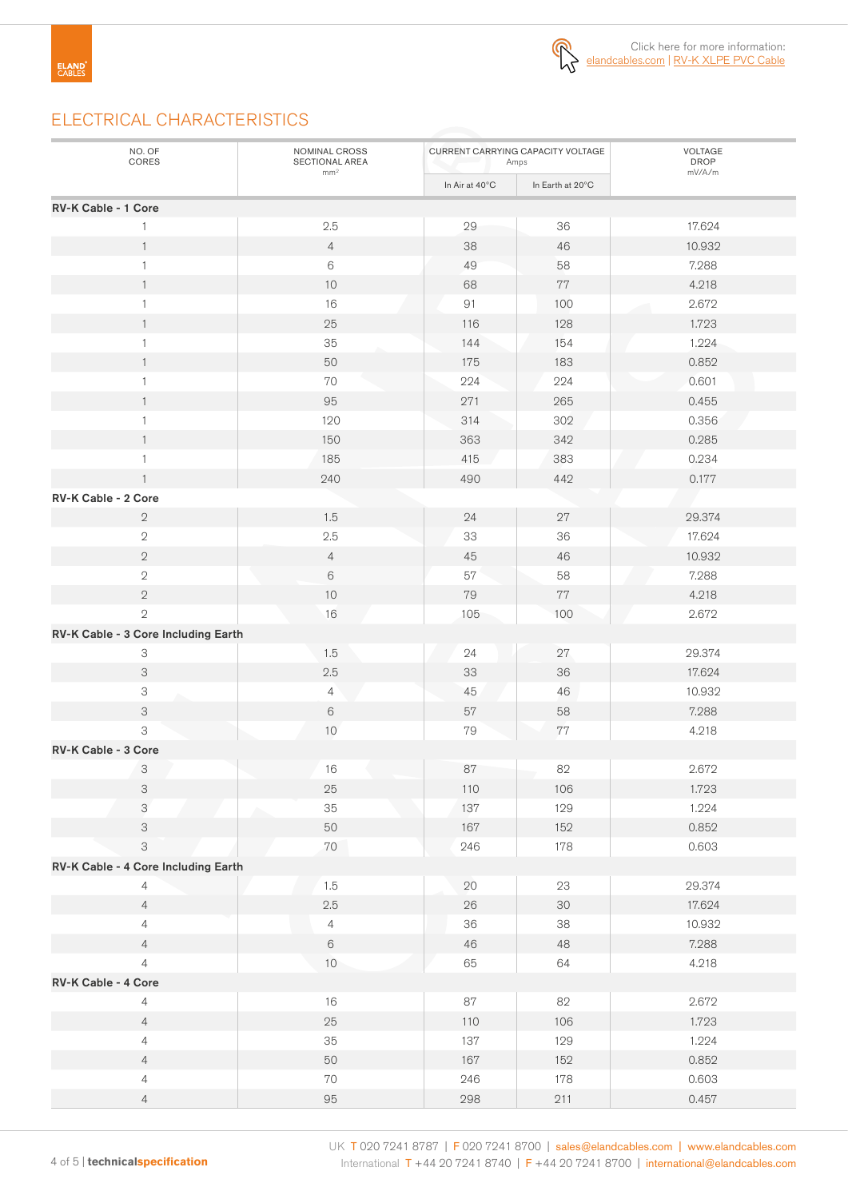Click here for more information: elandcables.com | RV-K XLPE PVC Cable

## ELECTRICAL CHARACTERISTICS

| NO. OF CORES | NOMINAL CROSS SECTIONAL AREA mm² | CURRENT CARRYING CAPACITY VOLTAGE Amps | | VOLTAGE DROP mV/A/m |
|---|---|---|---|---|
| | | In Air at 40°C | In Earth at 20°C | |
| **RV-K Cable - 1 Core** | | | | |
| 1 | 2.5 | 29 | 36 | 17.624 |
| 1 | 4 | 38 | 46 | 10.932 |
| 1 | 6 | 49 | 58 | 7.288 |
| 1 | 10 | 68 | 77 | 4.218 |
| 1 | 16 | 91 | 100 | 2.672 |
| 1 | 25 | 116 | 128 | 1.723 |
| 1 | 35 | 144 | 154 | 1.224 |
| 1 | 50 | 175 | 183 | 0.852 |
| 1 | 70 | 224 | 224 | 0.601 |
| 1 | 95 | 271 | 265 | 0.455 |
| 1 | 120 | 314 | 302 | 0.356 |
| 1 | 150 | 363 | 342 | 0.285 |
| 1 | 185 | 415 | 383 | 0.234 |
| 1 | 240 | 490 | 442 | 0.177 |
| **RV-K Cable - 2 Core** | | | | |
| 2 | 1.5 | 24 | 27 | 29.374 |
| 2 | 2.5 | 33 | 36 | 17.624 |
| 2 | 4 | 45 | 46 | 10.932 |
| 2 | 6 | 57 | 58 | 7.288 |
| 2 | 10 | 79 | 77 | 4.218 |
| 2 | 16 | 105 | 100 | 2.672 |
| **RV-K Cable - 3 Core Including Earth** | | | | |
| 3 | 1.5 | 24 | 27 | 29.374 |
| 3 | 2.5 | 33 | 36 | 17.624 |
| 3 | 4 | 45 | 46 | 10.932 |
| 3 | 6 | 57 | 58 | 7.288 |
| 3 | 10 | 79 | 77 | 4.218 |
| **RV-K Cable - 3 Core** | | | | |
| 3 | 16 | 87 | 82 | 2.672 |
| 3 | 25 | 110 | 106 | 1.723 |
| 3 | 35 | 137 | 129 | 1.224 |
| 3 | 50 | 167 | 152 | 0.852 |
| 3 | 70 | 246 | 178 | 0.603 |
| **RV-K Cable - 4 Core Including Earth** | | | | |
| 4 | 1.5 | 20 | 23 | 29.374 |
| 4 | 2.5 | 26 | 30 | 17.624 |
| 4 | 4 | 36 | 38 | 10.932 |
| 4 | 6 | 46 | 48 | 7.288 |
| 4 | 10 | 65 | 64 | 4.218 |
| **RV-K Cable - 4 Core** | | | | |
| 4 | 16 | 87 | 82 | 2.672 |
| 4 | 25 | 110 | 106 | 1.723 |
| 4 | 35 | 137 | 129 | 1.224 |
| 4 | 50 | 167 | 152 | 0.852 |
| 4 | 70 | 246 | 178 | 0.603 |
| 4 | 95 | 298 | 211 | 0.457 |

UK T 020 7241 8787 | F 020 7241 8700 | sales@elandcables.com | www.elandcables.com
International T +44 20 7241 8740 | F +44 20 7241 8700 | international@elandcables.com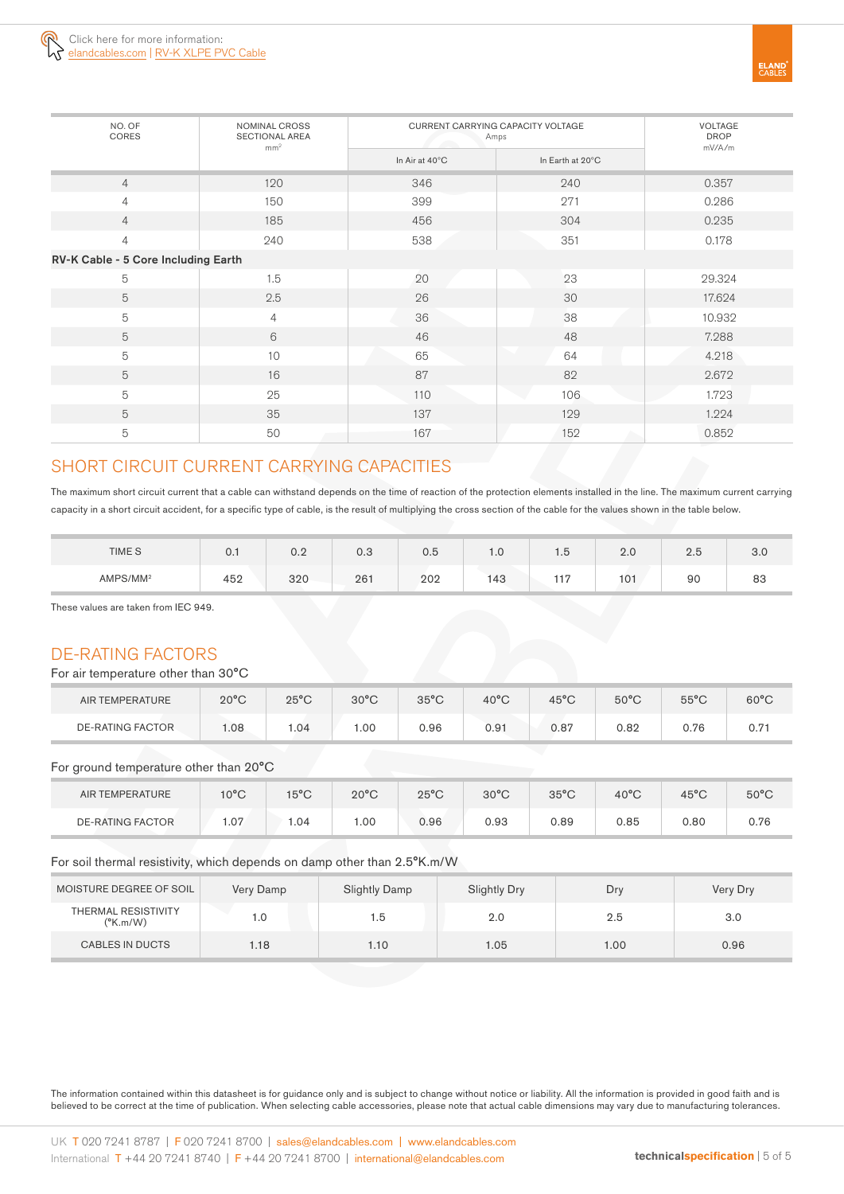Click here for more information: elandcables.com | RV-K XLPE PVC Cable

| NO. OF CORES | NOMINAL CROSS SECTIONAL AREA $mm^2$ | CURRENT CARRYING CAPACITY VOLTAGE Amps | | VOLTAGE DROP mV/A/m |
|---|---|---|---|---|
| | | In Air at 40°C | In Earth at 20°C | |
| 4 | 120 | 346 | 240 | 0.357 |
| 4 | 150 | 399 | 271 | 0.286 |
| 4 | 185 | 456 | 304 | 0.235 |
| 4 | 240 | 538 | 351 | 0.178 |
| **RV-K Cable - 5 Core Including Earth** | | | | |
| 5 | 1.5 | 20 | 23 | 29.324 |
| 5 | 2.5 | 26 | 30 | 17.624 |
| 5 | 4 | 36 | 38 | 10.932 |
| 5 | 6 | 46 | 48 | 7.288 |
| 5 | 10 | 65 | 64 | 4.218 |
| 5 | 16 | 87 | 82 | 2.672 |
| 5 | 25 | 110 | 106 | 1.723 |
| 5 | 35 | 137 | 129 | 1.224 |
| 5 | 50 | 167 | 152 | 0.852 |

## SHORT CIRCUIT CURRENT CARRYING CAPACITIES

The maximum short circuit current that a cable can withstand depends on the time of reaction of the protection elements installed in the line. The maximum current carrying capacity in a short circuit accident, for a specific type of cable, is the result of multiplying the cross section of the cable for the values shown in the table below.

| TIME S | 0.1 | 0.2 | 0.3 | 0.5 | 1.0 | 1.5 | 2.0 | 2.5 | 3.0 |
|---|---|---|---|---|---|---|---|---|---|
| AMPS/MM² | 452 | 320 | 261 | 202 | 143 | 117 | 101 | 90 | 83 |

These values are taken from IEC 949.

## DE-RATING FACTORS

For air temperature other than 30°C

| AIR TEMPERATURE | 20°C | 25°C | 30°C | 35°C | 40°C | 45°C | 50°C | 55°C | 60°C |
|---|---|---|---|---|---|---|---|---|---|
| DE-RATING FACTOR | 1.08 | 1.04 | 1.00 | 0.96 | 0.91 | 0.87 | 0.82 | 0.76 | 0.71 |

For ground temperature other than 20°C

| AIR TEMPERATURE | 10°C | 15°C | 20°C | 25°C | 30°C | 35°C | 40°C | 45°C | 50°C |
|---|---|---|---|---|---|---|---|---|---|
| DE-RATING FACTOR | 1.07 | 1.04 | 1.00 | 0.96 | 0.93 | 0.89 | 0.85 | 0.80 | 0.76 |

For soil thermal resistivity, which depends on damp other than 2.5°K.m/W

| MOISTURE DEGREE OF SOIL | Very Damp | Slightly Damp | Slightly Dry | Dry | Very Dry |
|---|---|---|---|---|---|
| THERMAL RESISTIVITY (°K.m/W) | 1.0 | 1.5 | 2.0 | 2.5 | 3.0 |
| CABLES IN DUCTS | 1.18 | 1.10 | 1.05 | 1.00 | 0.96 |

The information contained within this datasheet is for guidance only and is subject to change without notice or liability. All the information is provided in good faith and is believed to be correct at the time of publication. When selecting cable accessories, please note that actual cable dimensions may vary due to manufacturing tolerances.

UK T 020 7241 8787 | F 020 7241 8700 | sales@elandcables.com | www.elandcables.com
International T +44 20 7241 8740 | F +44 20 7241 8700 | international@elandcables.com